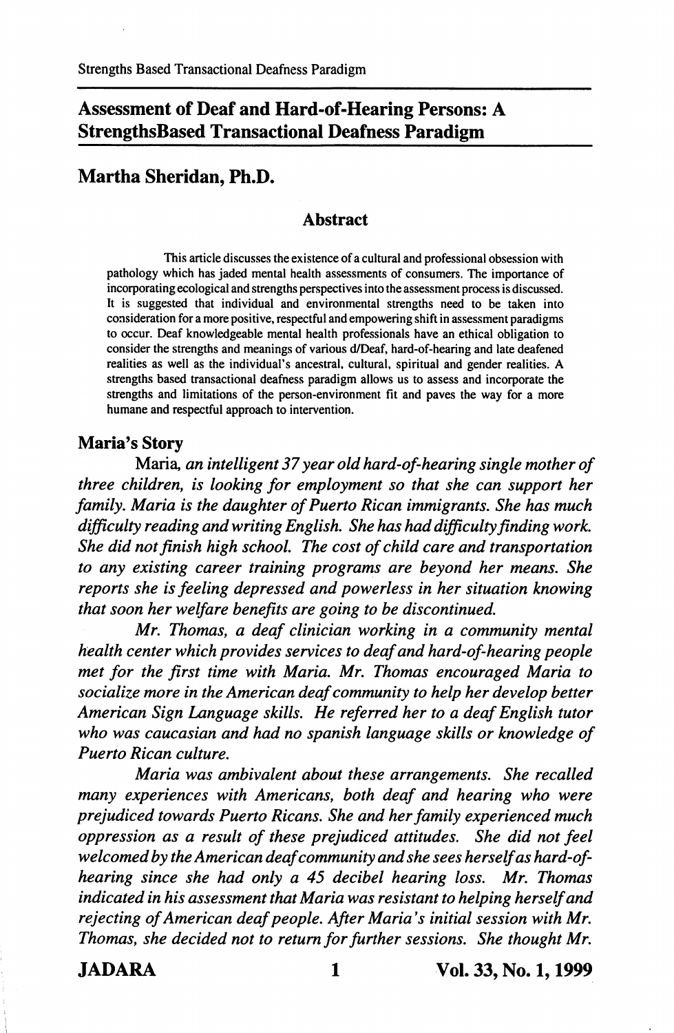# Assessment of Deaf and Hard-of-Hearing Persons: A StrengthsBased Transactional Deafness Paradigm

## Martha Sheridan, Ph.D.

### Abstract

This article discusses the existence of a cultural and professional obsession with pathology which has jaded mental health assessments of consumers. The importance of incorporating ecological and strengths perspectives into the assessment process is discussed. It is suggested that individual and environmental strengths need to be taken into consideration for a more positive, respectful and empowering shift in assessment paradigms to occur. Deaf knowledgeable mental health professionals have an ethical obligation to consider the strengths and meanings of various d/Deaf, hard-of-hearing and late deafened realities as well as the individual's ancestral, cultural, spiritual and gender realities. A strengths based transactional deafness paradigm allows us to assess and incorporate the strengths and limitations of the person-environment fit and paves the way for a more humane and respectful approach to intervention.

### Maria's Story

Maria, *an intelligent 37 year old hard-of-hearing single mother of three children, is looking for employment so that she can support her family. Maria is the daughter of Puerto Rican immigrants. She has much difficulty reading and writing English. She has had difficulty finding work. She did not finish high school. The cost of child care and transportation to any existing career training programs are beyond her means. She reports she is feeling depressed and powerless in her situation knowing that soon her welfare benefits are going to be discontinued.*

*Mr. Thomas, a deaf clinician working in a community mental health center which provides services to deaf and hard-of-hearing people met for the first time with Maria. Mr. Thomas encouraged Maria to socialize more in the American deaf community to help her develop better American Sign Language skills. He referred her to a deaf English tutor who was caucasian and had no spanish language skills or knowledge of Puerto Rican culture.*

*Maria was ambivalent about these arrangements. She recalled many experiences with Americans, both deaf and hearing who were prejudiced towards Puerto Ricans. She and her family experienced much oppression as a result of these prejudiced attitudes. She did not feel welcomed by the American deaf community and she sees herself as hard-of-hearing since she had only a 45 decibel hearing loss. Mr. Thomas indicated in his assessment that Maria was resistant to helping herself and rejecting of American deaf people. After Maria's initial session with Mr. Thomas, she decided not to return for further sessions. She thought Mr.*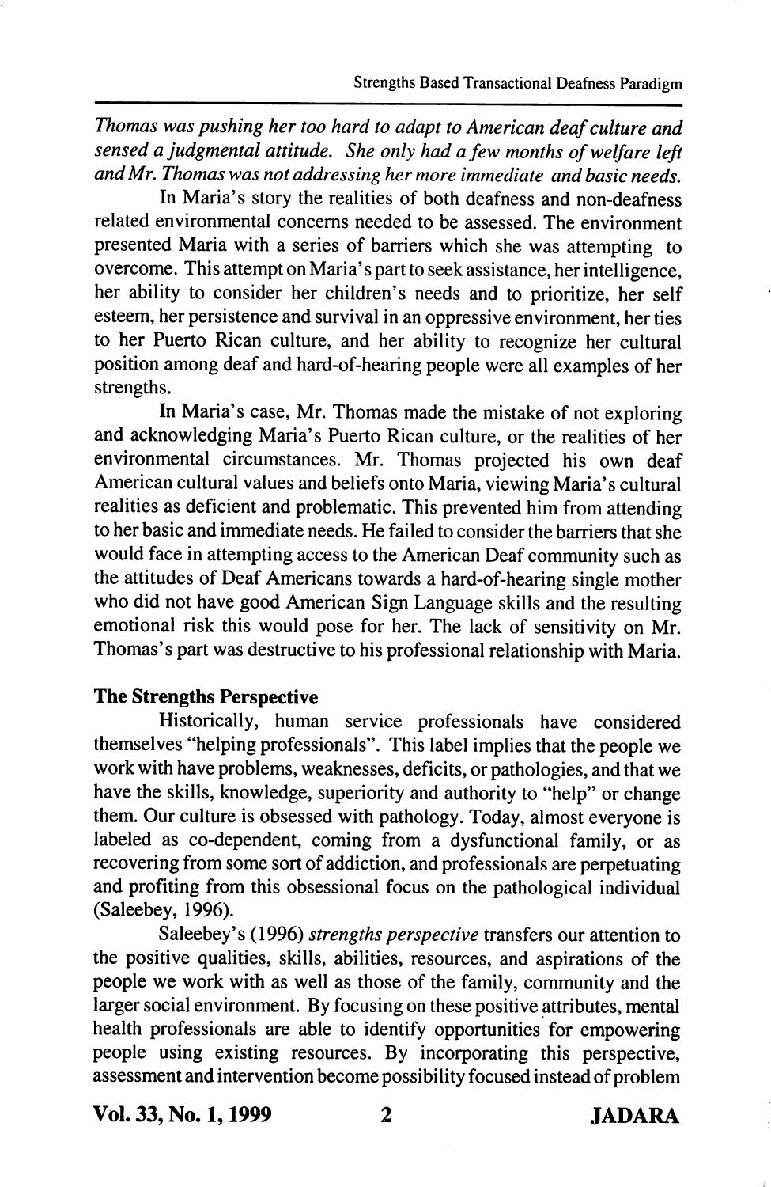*Thomas was pushing her too hard to adapt to American deaf culture and sensed a judgmental attitude. She only had a few months of welfare left and Mr. Thomas was not addressing her more immediate and basic needs.*

In Maria's story the realities of both deafness and non-deafness related environmental concerns needed to be assessed. The environment presented Maria with a series of barriers which she was attempting to overcome. This attempt on Maria's part to seek assistance, her intelligence, her ability to consider her children's needs and to prioritize, her self esteem, her persistence and survival in an oppressive environment, her ties to her Puerto Rican culture, and her ability to recognize her cultural position among deaf and hard-of-hearing people were all examples of her strengths.

In Maria's case, Mr. Thomas made the mistake of not exploring and acknowledging Maria's Puerto Rican culture, or the realities of her environmental circumstances. Mr. Thomas projected his own deaf American cultural values and beliefs onto Maria, viewing Maria's cultural realities as deficient and problematic. This prevented him from attending to her basic and immediate needs. He failed to consider the barriers that she would face in attempting access to the American Deaf community such as the attitudes of Deaf Americans towards a hard-of-hearing single mother who did not have good American Sign Language skills and the resulting emotional risk this would pose for her. The lack of sensitivity on Mr. Thomas's part was destructive to his professional relationship with Maria.

## The Strengths Perspective

Historically, human service professionals have considered themselves "helping professionals". This label implies that the people we work with have problems, weaknesses, deficits, or pathologies, and that we have the skills, knowledge, superiority and authority to "help" or change them. Our culture is obsessed with pathology. Today, almost everyone is labeled as co-dependent, coming from a dysfunctional family, or as recovering from some sort of addiction, and professionals are perpetuating and profiting from this obsessional focus on the pathological individual (Saleebey, 1996).

Saleebey's (1996) *strengths perspective* transfers our attention to the positive qualities, skills, abilities, resources, and aspirations of the people we work with as well as those of the family, community and the larger social environment. By focusing on these positive attributes, mental health professionals are able to identify opportunities for empowering people using existing resources. By incorporating this perspective, assessment and intervention become possibility focused instead of problem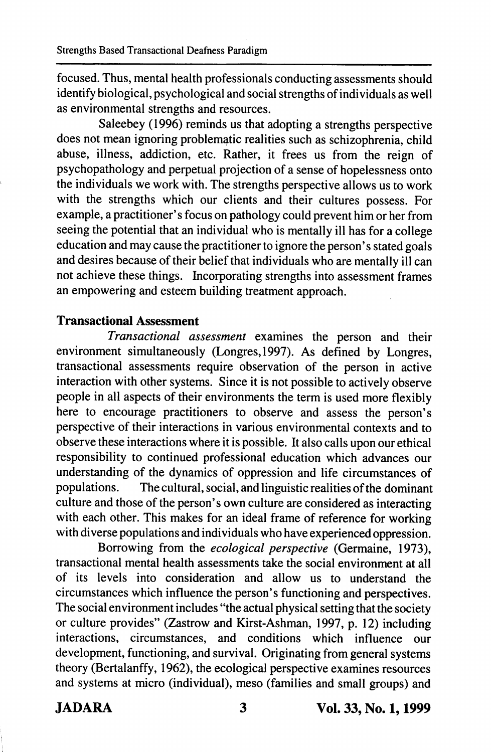focused. Thus, mental health professionals conducting assessments should identify biological, psychological and social strengths of individuals as well as environmental strengths and resources.

Saleebey (1996) reminds us that adopting a strengths perspective does not mean ignoring problematic realities such as schizophrenia, child abuse, illness, addiction, etc. Rather, it frees us from the reign of psychopathology and perpetual projection of a sense of hopelessness onto the individuals we work with. The strengths perspective allows us to work with the strengths which our clients and their cultures possess. For example, a practitioner's focus on pathology could prevent him or her from seeing the potential that an individual who is mentally ill has for a college education and may cause the practitioner to ignore the person's stated goals and desires because of their belief that individuals who are mentally ill can not achieve these things. Incorporating strengths into assessment frames an empowering and esteem building treatment approach.

### Transactional Assessment

*Transactional assessment* examines the person and their environment simultaneously (Longres, 1997). As defined by Longres, transactional assessments require observation of the person in active interaction with other systems. Since it is not possible to actively observe people in all aspects of their environments the term is used more flexibly here to encourage practitioners to observe and assess the person's perspective of their interactions in various environmental contexts and to observe these interactions where it is possible. It also calls upon our ethical responsibility to continued professional education which advances our understanding of the dynamics of oppression and life circumstances of populations. The cultural, social, and linguistic realities of the dominant culture and those of the person's own culture are considered as interacting with each other. This makes for an ideal frame of reference for working with diverse populations and individuals who have experienced oppression.

Borrowing from the *ecological perspective* (Germaine, 1973), transactional mental health assessments take the social environment at all of its levels into consideration and allow us to understand the circumstances which influence the person's functioning and perspectives. The social environment includes "the actual physical setting that the society or culture provides" (Zastrow and Kirst-Ashman, 1997, p. 12) including interactions, circumstances, and conditions which influence our development, functioning, and survival. Originating from general systems theory (Bertalanffy, 1962), the ecological perspective examines resources and systems at micro (individual), meso (families and small groups) and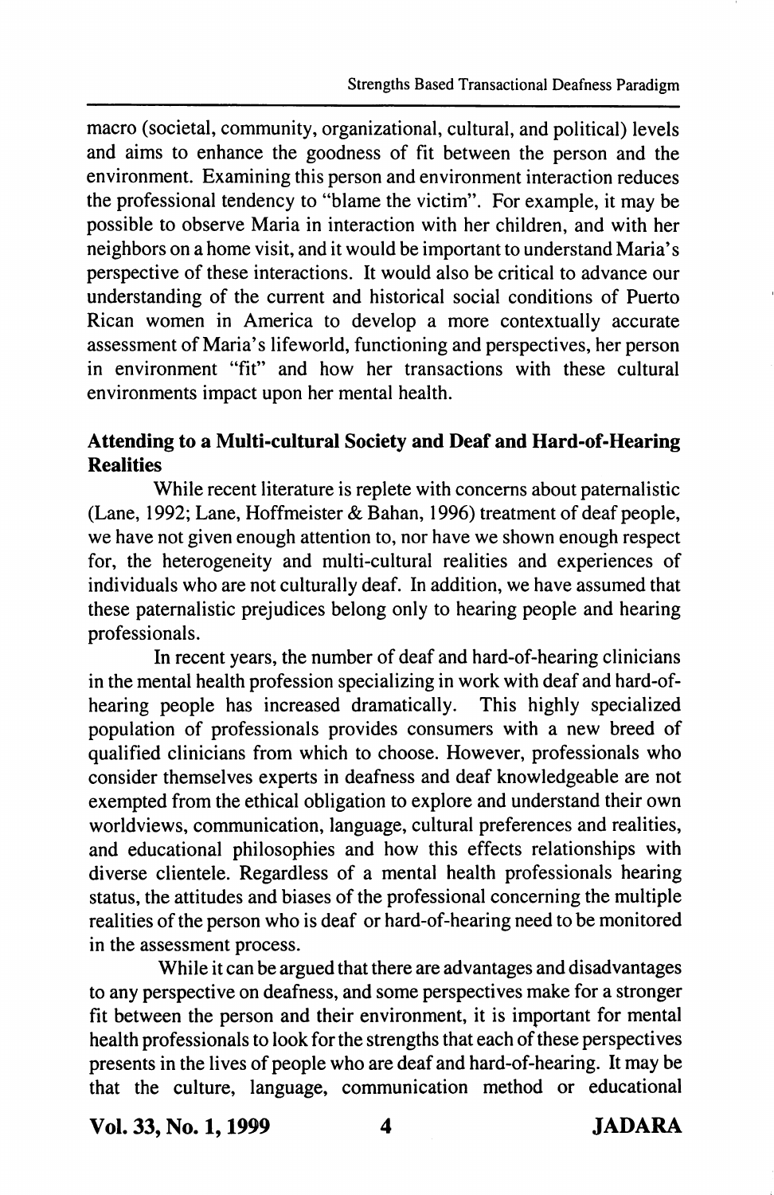macro (societal, community, organizational, cultural, and political) levels and aims to enhance the goodness of fit between the person and the environment. Examining this person and environment interaction reduces the professional tendency to "blame the victim". For example, it may be possible to observe Maria in interaction with her children, and with her neighbors on a home visit, and it would be important to understand Maria's perspective of these interactions. It would also be critical to advance our understanding of the current and historical social conditions of Puerto Rican women in America to develop a more contextually accurate assessment of Maria's lifeworld, functioning and perspectives, her person in environment "fit" and how her transactions with these cultural environments impact upon her mental health.

## Attending to a Multi-cultural Society and Deaf and Hard-of-Hearing Realities

While recent literature is replete with concerns about paternalistic (Lane, 1992; Lane, Hoffmeister & Bahan, 1996) treatment of deaf people, we have not given enough attention to, nor have we shown enough respect for, the heterogeneity and multi-cultural realities and experiences of individuals who are not culturally deaf. In addition, we have assumed that these paternalistic prejudices belong only to hearing people and hearing professionals.

In recent years, the number of deaf and hard-of-hearing clinicians in the mental health profession specializing in work with deaf and hard-of-hearing people has increased dramatically. This highly specialized population of professionals provides consumers with a new breed of qualified clinicians from which to choose. However, professionals who consider themselves experts in deafness and deaf knowledgeable are not exempted from the ethical obligation to explore and understand their own worldviews, communication, language, cultural preferences and realities, and educational philosophies and how this effects relationships with diverse clientele. Regardless of a mental health professionals hearing status, the attitudes and biases of the professional concerning the multiple realities of the person who is deaf or hard-of-hearing need to be monitored in the assessment process.

While it can be argued that there are advantages and disadvantages to any perspective on deafness, and some perspectives make for a stronger fit between the person and their environment, it is important for mental health professionals to look for the strengths that each of these perspectives presents in the lives of people who are deaf and hard-of-hearing. It may be that the culture, language, communication method or educational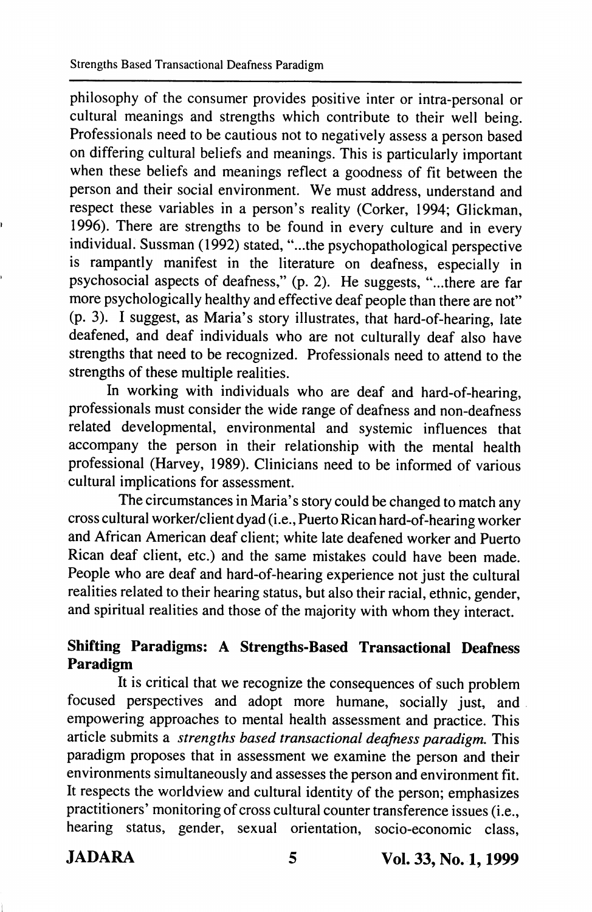philosophy of the consumer provides positive inter or intra-personal or cultural meanings and strengths which contribute to their well being. Professionals need to be cautious not to negatively assess a person based on differing cultural beliefs and meanings. This is particularly important when these beliefs and meanings reflect a goodness of fit between the person and their social environment. We must address, understand and respect these variables in a person's reality (Corker, 1994; Glickman, 1996). There are strengths to be found in every culture and in every individual. Sussman (1992) stated, "...the psychopathological perspective is rampantly manifest in the literature on deafness, especially in psychosocial aspects of deafness," (p. 2). He suggests, "...there are far more psychologically healthy and effective deaf people than there are not" (p. 3). I suggest, as Maria's story illustrates, that hard-of-hearing, late deafened, and deaf individuals who are not culturally deaf also have strengths that need to be recognized. Professionals need to attend to the strengths of these multiple realities.

In working with individuals who are deaf and hard-of-hearing, professionals must consider the wide range of deafness and non-deafness related developmental, environmental and systemic influences that accompany the person in their relationship with the mental health professional (Harvey, 1989). Clinicians need to be informed of various cultural implications for assessment.

The circumstances in Maria's story could be changed to match any cross cultural worker/client dyad (i.e., Puerto Rican hard-of-hearing worker and African American deaf client; white late deafened worker and Puerto Rican deaf client, etc.) and the same mistakes could have been made. People who are deaf and hard-of-hearing experience not just the cultural realities related to their hearing status, but also their racial, ethnic, gender, and spiritual realities and those of the majority with whom they interact.

### Shifting Paradigms: A Strengths-Based Transactional Deafness Paradigm

It is critical that we recognize the consequences of such problem focused perspectives and adopt more humane, socially just, and empowering approaches to mental health assessment and practice. This article submits a *strengths based transactional deafness paradigm.* This paradigm proposes that in assessment we examine the person and their environments simultaneously and assesses the person and environment fit. It respects the worldview and cultural identity of the person; emphasizes practitioners' monitoring of cross cultural counter transference issues (i.e., hearing status, gender, sexual orientation, socio-economic class,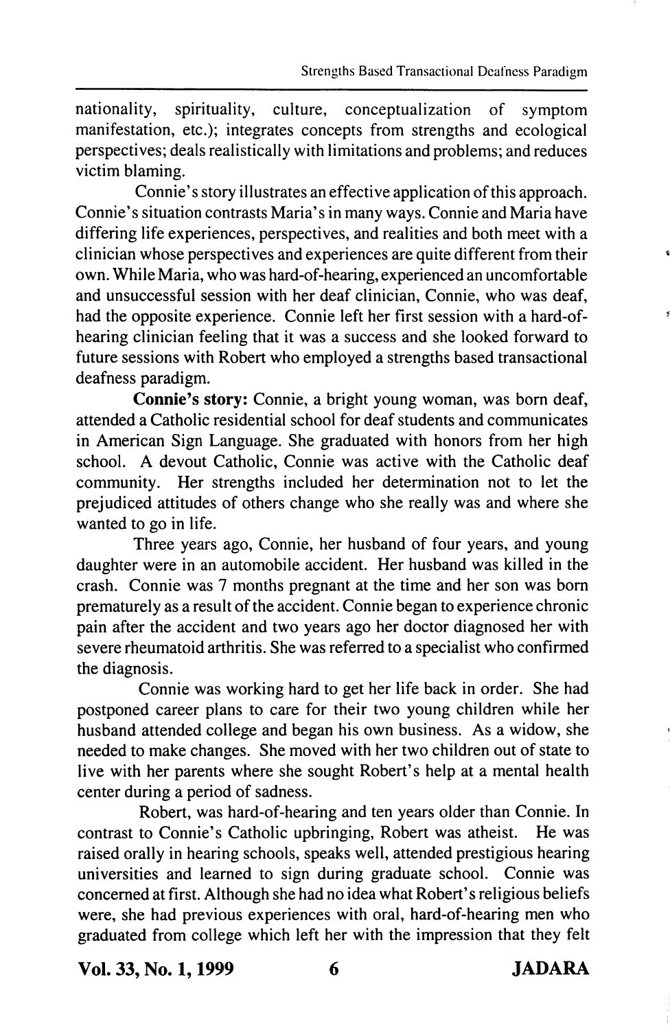nationality, spirituality, culture, conceptualization of symptom manifestation, etc.); integrates concepts from strengths and ecological perspectives; deals realistically with limitations and problems; and reduces victim blaming.

Connie's story illustrates an effective application of this approach. Connie's situation contrasts Maria's in many ways. Connie and Maria have differing life experiences, perspectives, and realities and both meet with a clinician whose perspectives and experiences are quite different from their own. While Maria, who was hard-of-hearing, experienced an uncomfortable and unsuccessful session with her deaf clinician, Connie, who was deaf, had the opposite experience. Connie left her first session with a hard-of-hearing clinician feeling that it was a success and she looked forward to future sessions with Robert who employed a strengths based transactional deafness paradigm.

**Connie's story:** Connie, a bright young woman, was born deaf, attended a Catholic residential school for deaf students and communicates in American Sign Language. She graduated with honors from her high school. A devout Catholic, Connie was active with the Catholic deaf community. Her strengths included her determination not to let the prejudiced attitudes of others change who she really was and where she wanted to go in life.

Three years ago, Connie, her husband of four years, and young daughter were in an automobile accident. Her husband was killed in the crash. Connie was 7 months pregnant at the time and her son was born prematurely as a result of the accident. Connie began to experience chronic pain after the accident and two years ago her doctor diagnosed her with severe rheumatoid arthritis. She was referred to a specialist who confirmed the diagnosis.

Connie was working hard to get her life back in order. She had postponed career plans to care for their two young children while her husband attended college and began his own business. As a widow, she needed to make changes. She moved with her two children out of state to live with her parents where she sought Robert's help at a mental health center during a period of sadness.

Robert, was hard-of-hearing and ten years older than Connie. In contrast to Connie's Catholic upbringing, Robert was atheist. He was raised orally in hearing schools, speaks well, attended prestigious hearing universities and learned to sign during graduate school. Connie was concerned at first. Although she had no idea what Robert's religious beliefs were, she had previous experiences with oral, hard-of-hearing men who graduated from college which left her with the impression that they felt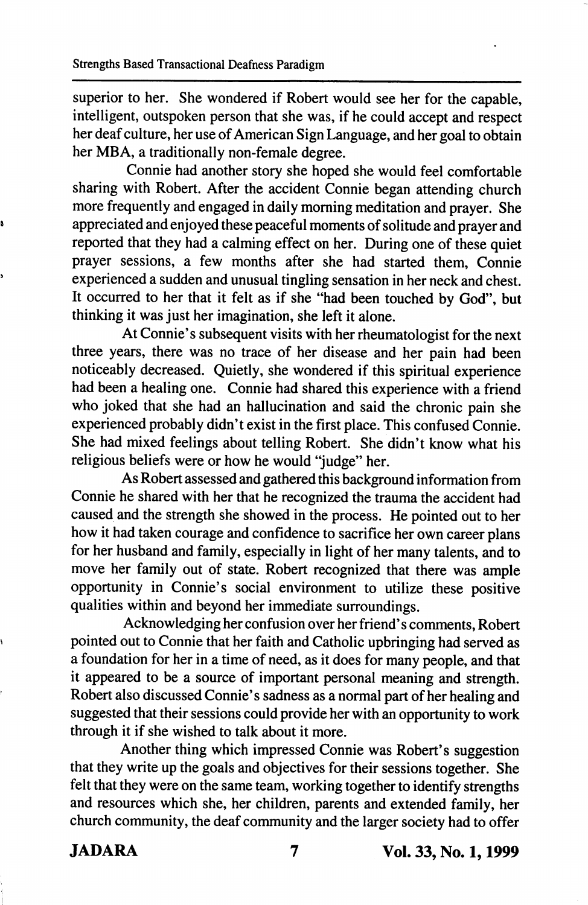superior to her. She wondered if Robert would see her for the capable, intelligent, outspoken person that she was, if he could accept and respect her deaf culture, her use of American Sign Language, and her goal to obtain her MBA, a traditionally non-female degree.

Connie had another story she hoped she would feel comfortable sharing with Robert. After the accident Connie began attending church more frequently and engaged in daily morning meditation and prayer. She appreciated and enjoyed these peaceful moments of solitude and prayer and reported that they had a calming effect on her. During one of these quiet prayer sessions, a few months after she had started them, Connie experienced a sudden and unusual tingling sensation in her neck and chest. It occurred to her that it felt as if she "had been touched by God", but thinking it was just her imagination, she left it alone.

At Connie's subsequent visits with her rheumatologist for the next three years, there was no trace of her disease and her pain had been noticeably decreased. Quietly, she wondered if this spiritual experience had been a healing one. Connie had shared this experience with a friend who joked that she had an hallucination and said the chronic pain she experienced probably didn't exist in the first place. This confused Connie. She had mixed feelings about telling Robert. She didn't know what his religious beliefs were or how he would "judge" her.

As Robert assessed and gathered this background information from Connie he shared with her that he recognized the trauma the accident had caused and the strength she showed in the process. He pointed out to her how it had taken courage and confidence to sacrifice her own career plans for her husband and family, especially in light of her many talents, and to move her family out of state. Robert recognized that there was ample opportunity in Connie's social environment to utilize these positive qualities within and beyond her immediate surroundings.

Acknowledging her confusion over her friend's comments, Robert pointed out to Connie that her faith and Catholic upbringing had served as a foundation for her in a time of need, as it does for many people, and that it appeared to be a source of important personal meaning and strength. Robert also discussed Connie's sadness as a normal part of her healing and suggested that their sessions could provide her with an opportunity to work through it if she wished to talk about it more.

Another thing which impressed Connie was Robert's suggestion that they write up the goals and objectives for their sessions together. She felt that they were on the same team, working together to identify strengths and resources which she, her children, parents and extended family, her church community, the deaf community and the larger society had to offer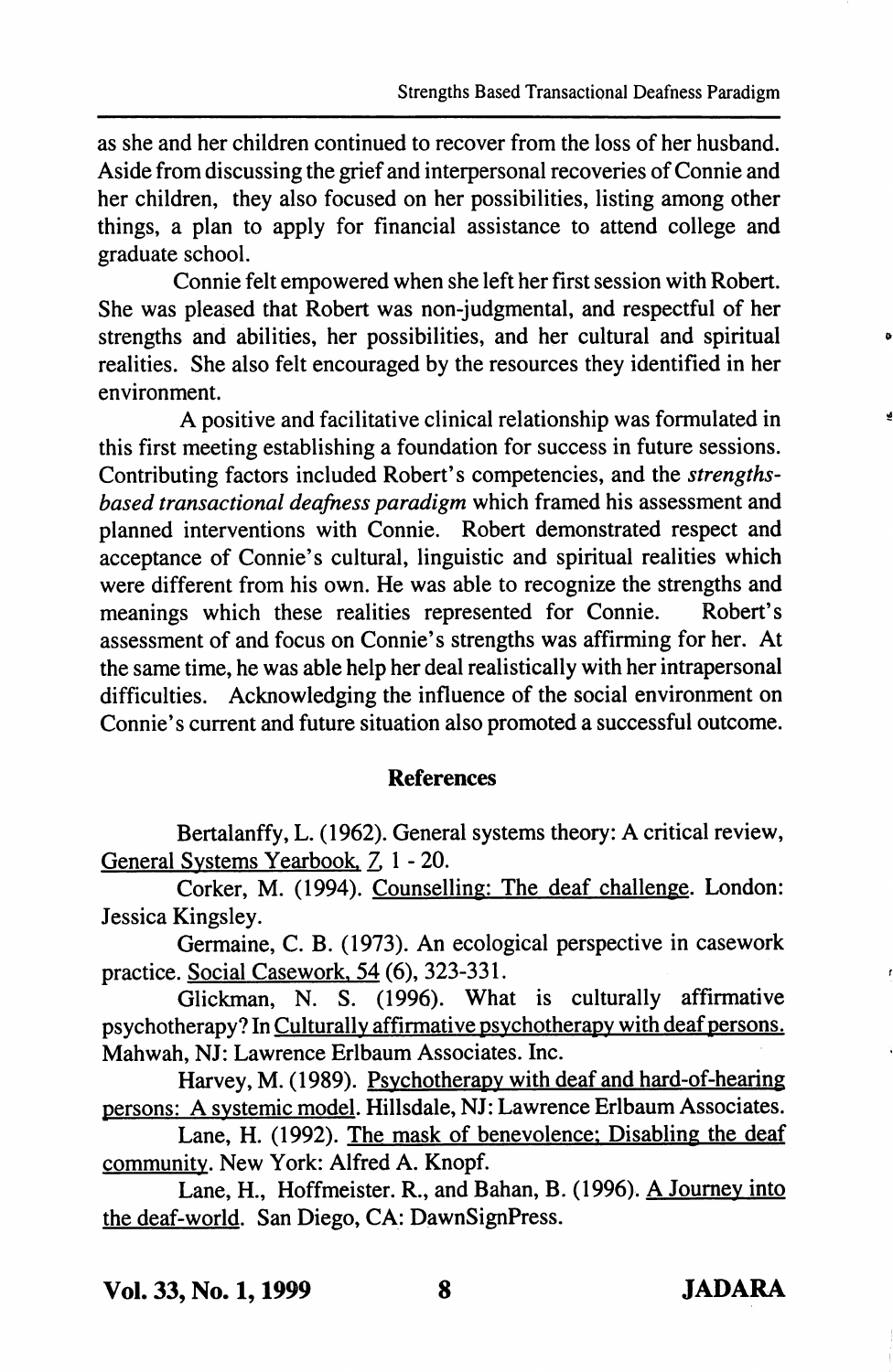as she and her children continued to recover from the loss of her husband. Aside from discussing the grief and interpersonal recoveries of Connie and her children, they also focused on her possibilities, listing among other things, a plan to apply for financial assistance to attend college and graduate school.

Connie felt empowered when she left her first session with Robert. She was pleased that Robert was non-judgmental, and respectful of her strengths and abilities, her possibilities, and her cultural and spiritual realities. She also felt encouraged by the resources they identified in her environment.

A positive and facilitative clinical relationship was formulated in this first meeting establishing a foundation for success in future sessions. Contributing factors included Robert's competencies, and the *strengths-based transactional deafness paradigm* which framed his assessment and planned interventions with Connie. Robert demonstrated respect and acceptance of Connie's cultural, linguistic and spiritual realities which were different from his own. He was able to recognize the strengths and meanings which these realities represented for Connie. Robert's assessment of and focus on Connie's strengths was affirming for her. At the same time, he was able help her deal realistically with her intrapersonal difficulties. Acknowledging the influence of the social environment on Connie's current and future situation also promoted a successful outcome.

## References

Bertalanffy, L. (1962). General systems theory: A critical review, General Systems Yearbook, 7, 1 - 20.

Corker, M. (1994). Counselling: The deaf challenge. London: Jessica Kingsley.

Germaine, C. B. (1973). An ecological perspective in casework practice. Social Casework, 54 (6), 323-331.

Glickman, N. S. (1996). What is culturally affirmative psychotherapy? In Culturally affirmative psychotherapy with deaf persons. Mahwah, NJ: Lawrence Erlbaum Associates. Inc.

Harvey, M. (1989). Psychotherapy with deaf and hard-of-hearing persons: A systemic model. Hillsdale, NJ: Lawrence Erlbaum Associates.

Lane, H. (1992). The mask of benevolence; Disabling the deaf community. New York: Alfred A. Knopf.

Lane, H., Hoffmeister. R., and Bahan, B. (1996). A Journey into the deaf-world. San Diego, CA: DawnSignPress.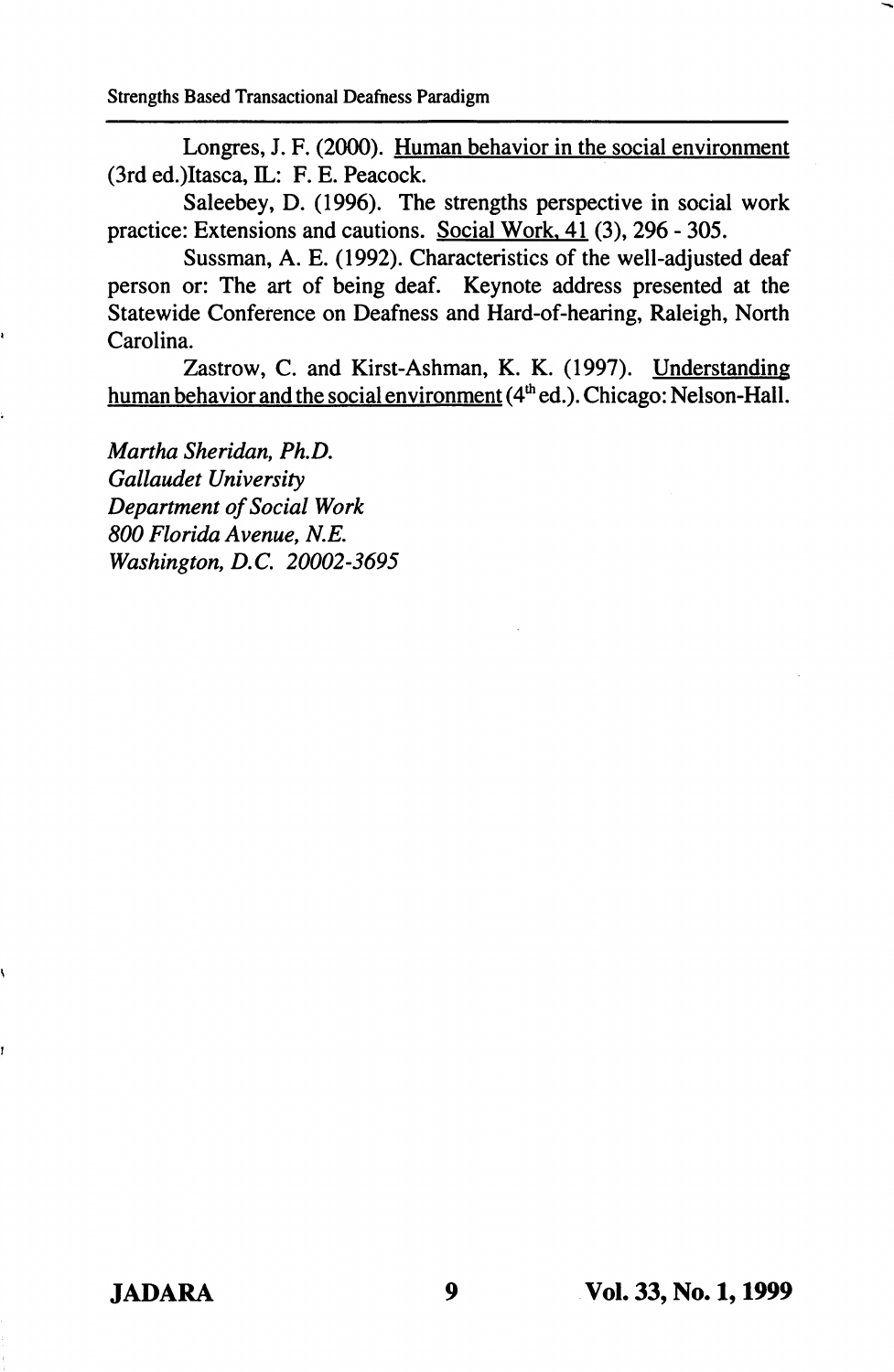Longres, J. F. (2000). Human behavior in the social environment (3rd ed.)Itasca, IL: F. E. Peacock.

Saleebey, D. (1996). The strengths perspective in social work practice: Extensions and cautions. Social Work, 41 (3), 296 - 305.

Sussman, A. E. (1992). Characteristics of the well-adjusted deaf person or: The art of being deaf. Keynote address presented at the Statewide Conference on Deafness and Hard-of-hearing, Raleigh, North Carolina.

Zastrow, C. and Kirst-Ashman, K. K. (1997). Understanding human behavior and the social environment (4th ed.). Chicago: Nelson-Hall.

*Martha Sheridan, Ph.D.*
*Gallaudet University*
*Department of Social Work*
*800 Florida Avenue, N.E.*
*Washington, D.C. 20002-3695*